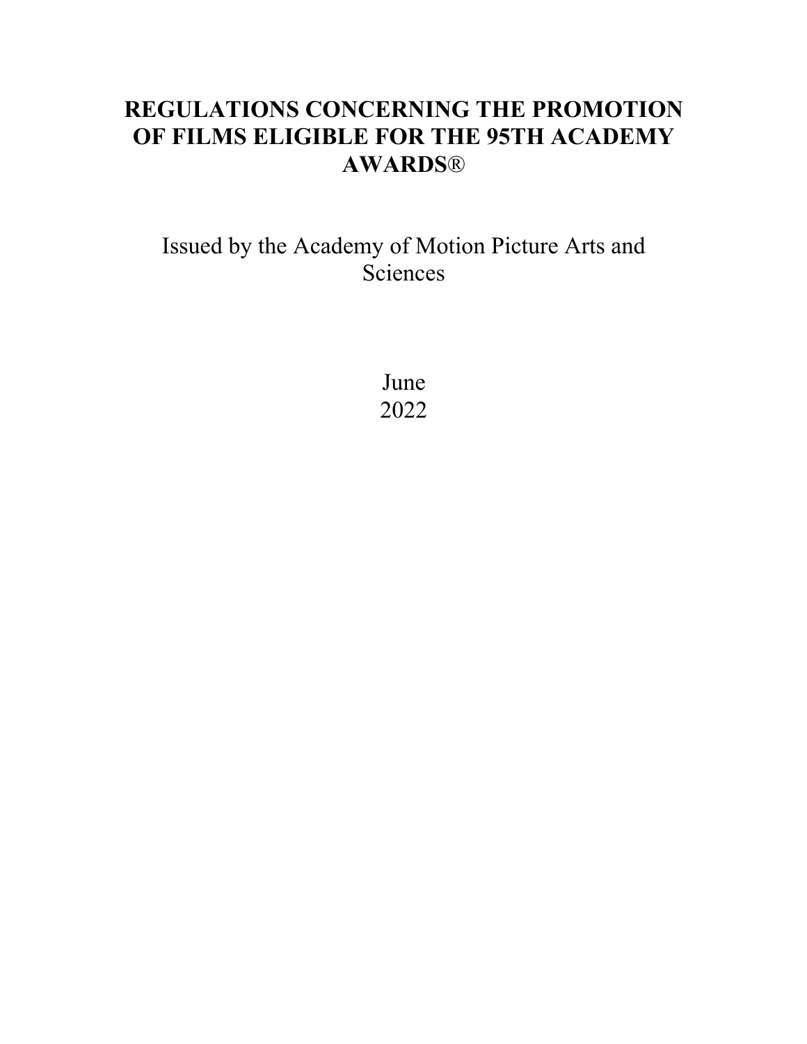# REGULATIONS CONCERNING THE PROMOTION OF FILMS ELIGIBLE FOR THE 95TH ACADEMY AWARDS®

Issued by the Academy of Motion Picture Arts and Sciences

June
2022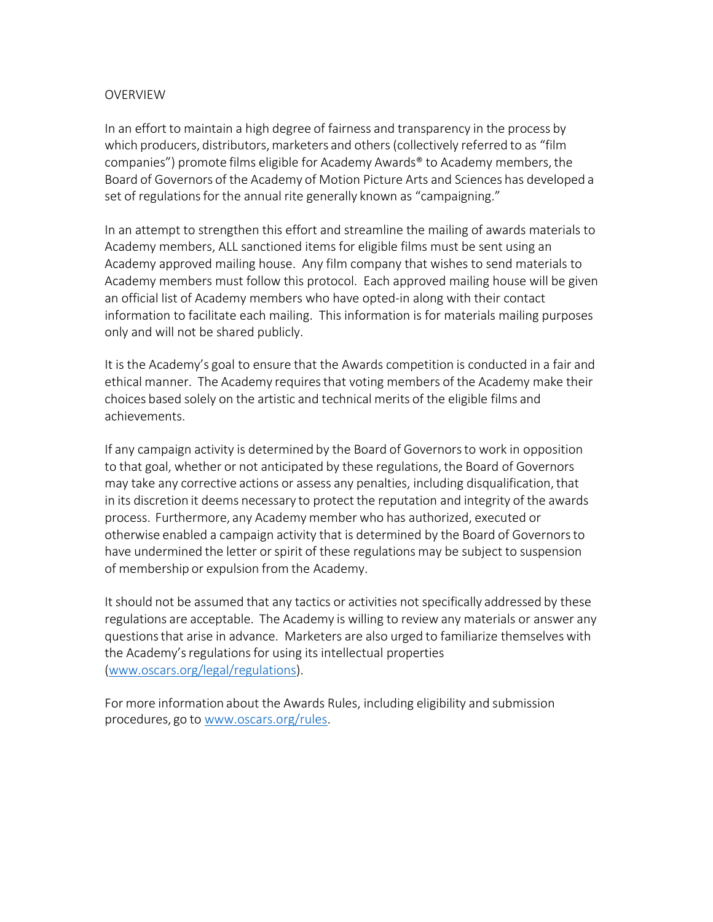## OVERVIEW

In an effort to maintain a high degree of fairness and transparency in the process by which producers, distributors, marketers and others (collectively referred to as "film companies") promote films eligible for Academy Awards® to Academy members, the Board of Governors of the Academy of Motion Picture Arts and Sciences has developed a set of regulations for the annual rite generally known as "campaigning."

In an attempt to strengthen this effort and streamline the mailing of awards materials to Academy members, ALL sanctioned items for eligible films must be sent using an Academy approved mailing house. Any film company that wishes to send materials to Academy members must follow this protocol. Each approved mailing house will be given an official list of Academy members who have opted-in along with their contact information to facilitate each mailing. This information is for materials mailing purposes only and will not be shared publicly.

It is the Academy's goal to ensure that the Awards competition is conducted in a fair and ethical manner. The Academy requires that voting members of the Academy make their choices based solely on the artistic and technical merits of the eligible films and achievements.

If any campaign activity is determined by the Board of Governors to work in opposition to that goal, whether or not anticipated by these regulations, the Board of Governors may take any corrective actions or assess any penalties, including disqualification, that in its discretion it deems necessary to protect the reputation and integrity of the awards process. Furthermore, any Academy member who has authorized, executed or otherwise enabled a campaign activity that is determined by the Board of Governors to have undermined the letter or spirit of these regulations may be subject to suspension of membership or expulsion from the Academy.

It should not be assumed that any tactics or activities not specifically addressed by these regulations are acceptable. The Academy is willing to review any materials or answer any questions that arise in advance. Marketers are also urged to familiarize themselves with the Academy's regulations for using its intellectual properties ([www.oscars.org/legal/regulations](http://www.oscars.org/legal/regulations)).

For more information about the Awards Rules, including eligibility and submission procedures, go to [www.oscars.org/rules](http://www.oscars.org/rules).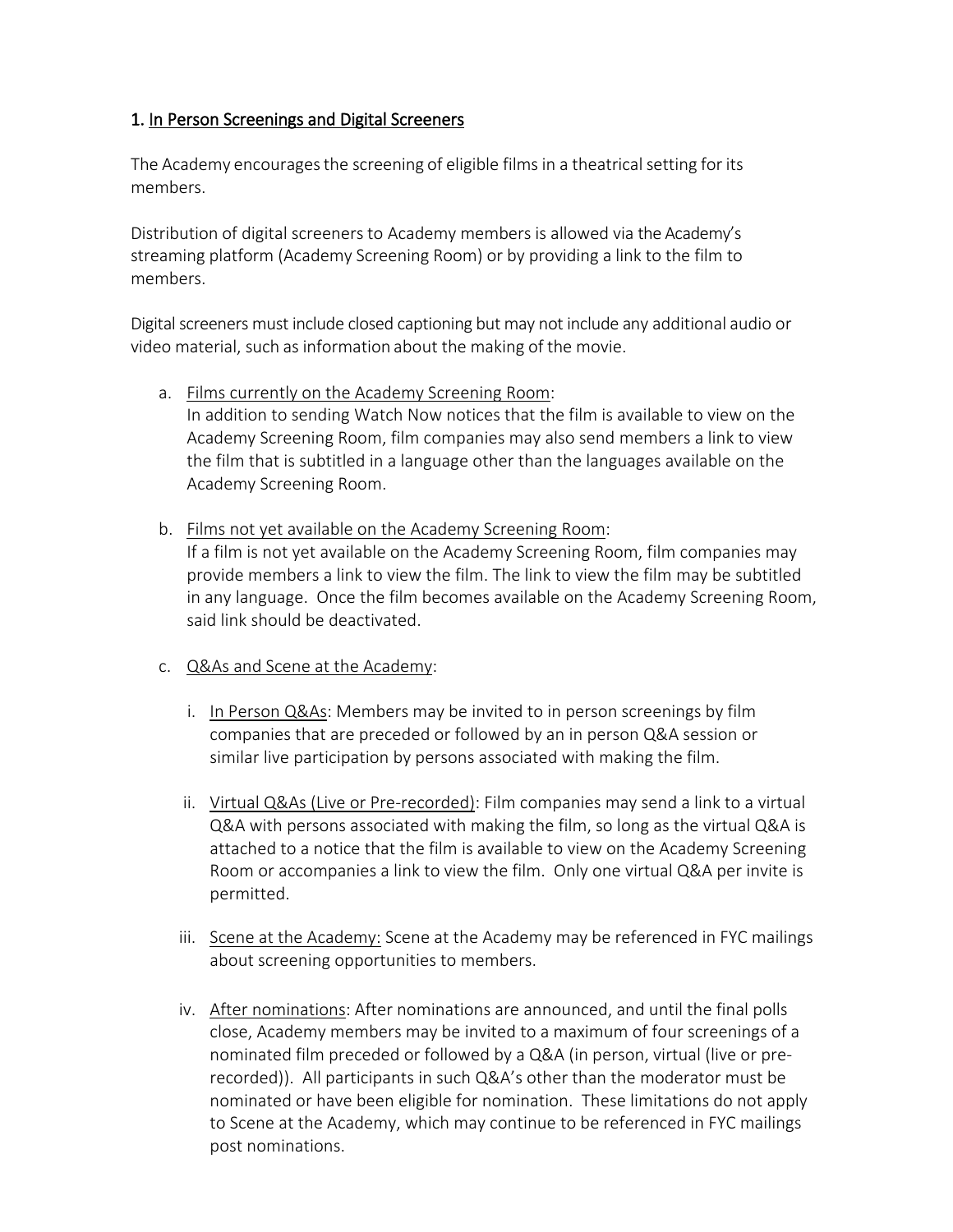## 1. In Person Screenings and Digital Screeners

The Academy encourages the screening of eligible films in a theatrical setting for its members.

Distribution of digital screeners to Academy members is allowed via the Academy's streaming platform (Academy Screening Room) or by providing a link to the film to members.

Digital screeners must include closed captioning but may not include any additional audio or video material, such as information about the making of the movie.

a. Films currently on the Academy Screening Room:
   In addition to sending Watch Now notices that the film is available to view on the Academy Screening Room, film companies may also send members a link to view the film that is subtitled in a language other than the languages available on the Academy Screening Room.

b. Films not yet available on the Academy Screening Room:
   If a film is not yet available on the Academy Screening Room, film companies may provide members a link to view the film. The link to view the film may be subtitled in any language. Once the film becomes available on the Academy Screening Room, said link should be deactivated.

c. Q&As and Scene at the Academy:

   i. In Person Q&As: Members may be invited to in person screenings by film companies that are preceded or followed by an in person Q&A session or similar live participation by persons associated with making the film.

   ii. Virtual Q&As (Live or Pre-recorded): Film companies may send a link to a virtual Q&A with persons associated with making the film, so long as the virtual Q&A is attached to a notice that the film is available to view on the Academy Screening Room or accompanies a link to view the film. Only one virtual Q&A per invite is permitted.

   iii. Scene at the Academy: Scene at the Academy may be referenced in FYC mailings about screening opportunities to members.

   iv. After nominations: After nominations are announced, and until the final polls close, Academy members may be invited to a maximum of four screenings of a nominated film preceded or followed by a Q&A (in person, virtual (live or pre-recorded)). All participants in such Q&A's other than the moderator must be nominated or have been eligible for nomination. These limitations do not apply to Scene at the Academy, which may continue to be referenced in FYC mailings post nominations.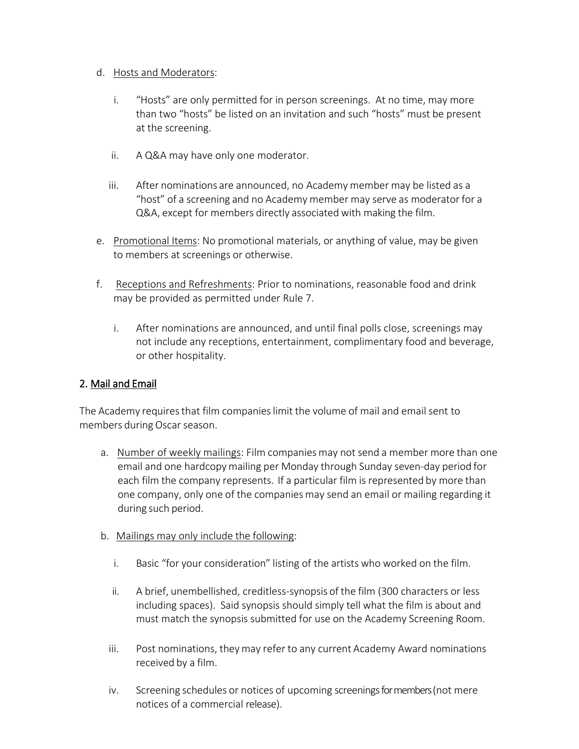d. Hosts and Moderators:

   i. "Hosts" are only permitted for in person screenings. At no time, may more than two "hosts" be listed on an invitation and such "hosts" must be present at the screening.

   ii. A Q&A may have only one moderator.

   iii. After nominations are announced, no Academy member may be listed as a "host" of a screening and no Academy member may serve as moderator for a Q&A, except for members directly associated with making the film.

e. Promotional Items: No promotional materials, or anything of value, may be given to members at screenings or otherwise.

f. Receptions and Refreshments: Prior to nominations, reasonable food and drink may be provided as permitted under Rule 7.

   i. After nominations are announced, and until final polls close, screenings may not include any receptions, entertainment, complimentary food and beverage, or other hospitality.

## 2. Mail and Email

The Academy requires that film companies limit the volume of mail and email sent to members during Oscar season.

a. Number of weekly mailings: Film companies may not send a member more than one email and one hardcopy mailing per Monday through Sunday seven-day period for each film the company represents. If a particular film is represented by more than one company, only one of the companies may send an email or mailing regarding it during such period.

b. Mailings may only include the following:

   i. Basic "for your consideration" listing of the artists who worked on the film.

   ii. A brief, unembellished, creditless-synopsis of the film (300 characters or less including spaces). Said synopsis should simply tell what the film is about and must match the synopsis submitted for use on the Academy Screening Room.

   iii. Post nominations, they may refer to any current Academy Award nominations received by a film.

   iv. Screening schedules or notices of upcoming screenings for members (not mere notices of a commercial release).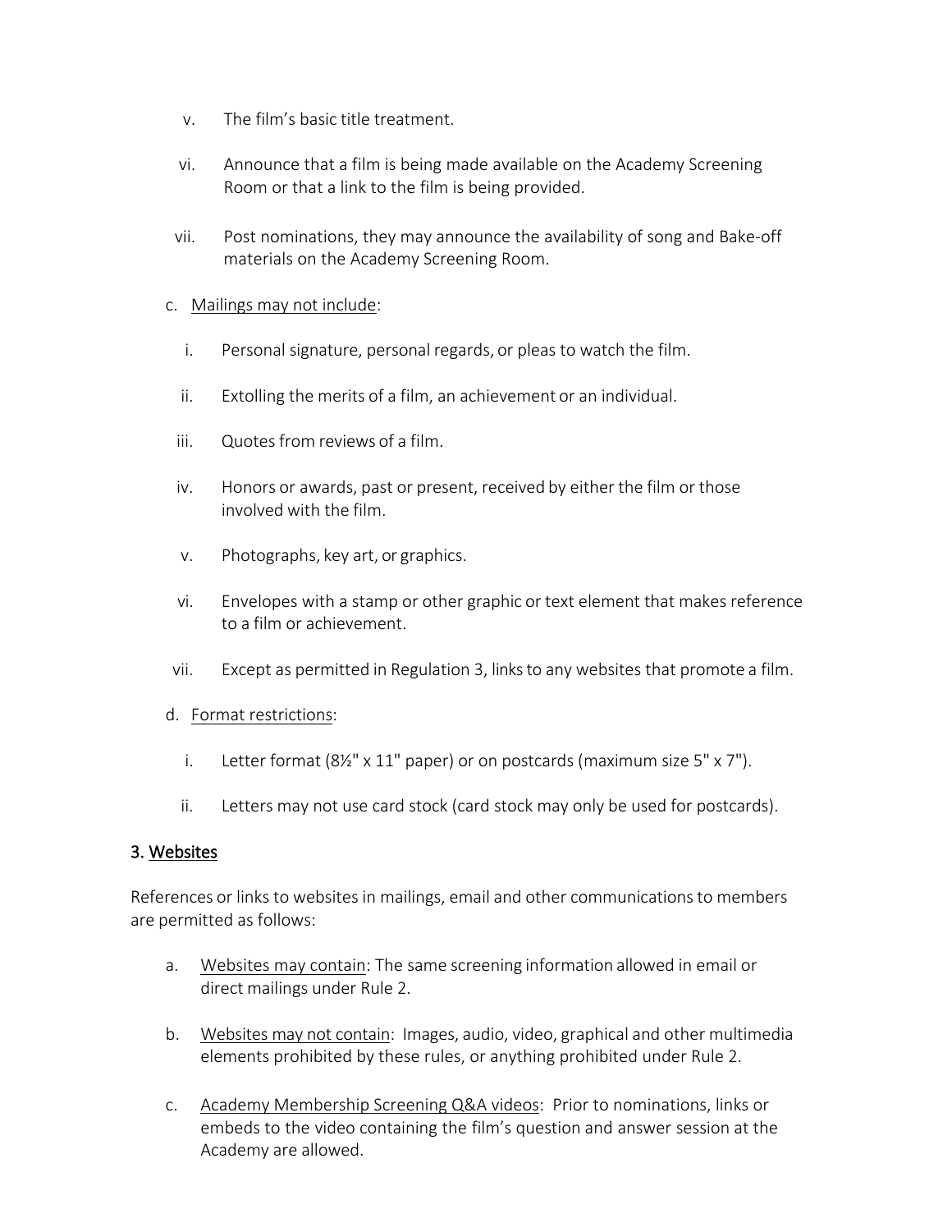v. The film's basic title treatment.

vi. Announce that a film is being made available on the Academy Screening Room or that a link to the film is being provided.

vii. Post nominations, they may announce the availability of song and Bake-off materials on the Academy Screening Room.

c. Mailings may not include:

i. Personal signature, personal regards, or pleas to watch the film.

ii. Extolling the merits of a film, an achievement or an individual.

iii. Quotes from reviews of a film.

iv. Honors or awards, past or present, received by either the film or those involved with the film.

v. Photographs, key art, or graphics.

vi. Envelopes with a stamp or other graphic or text element that makes reference to a film or achievement.

vii. Except as permitted in Regulation 3, links to any websites that promote a film.

d. Format restrictions:

i. Letter format (8½" x 11" paper) or on postcards (maximum size 5" x 7").

ii. Letters may not use card stock (card stock may only be used for postcards).

### 3. Websites

References or links to websites in mailings, email and other communications to members are permitted as follows:

a. Websites may contain: The same screening information allowed in email or direct mailings under Rule 2.

b. Websites may not contain: Images, audio, video, graphical and other multimedia elements prohibited by these rules, or anything prohibited under Rule 2.

c. Academy Membership Screening Q&A videos: Prior to nominations, links or embeds to the video containing the film's question and answer session at the Academy are allowed.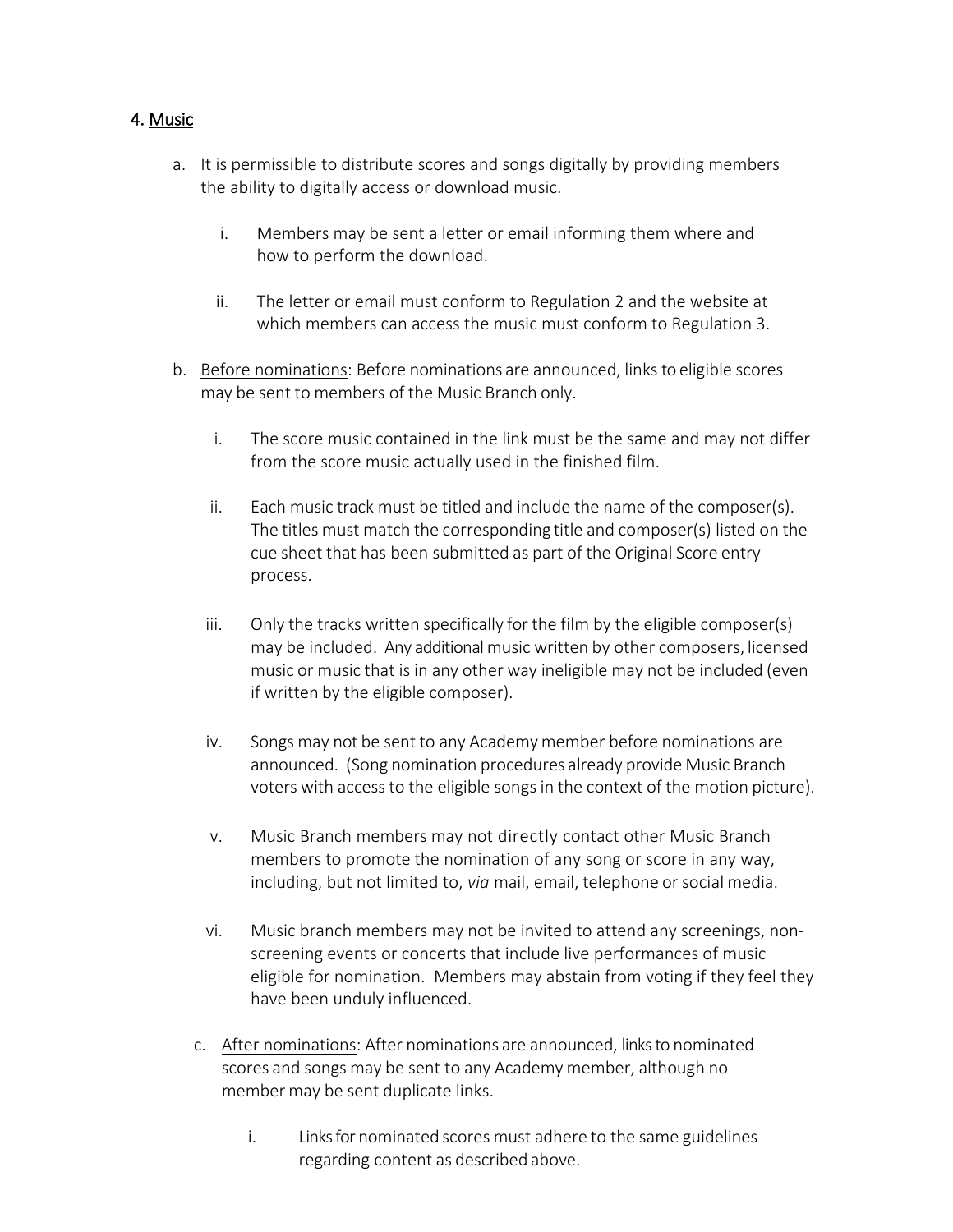## 4. <u>Music</u>

a. It is permissible to distribute scores and songs digitally by providing members the ability to digitally access or download music.

   i. Members may be sent a letter or email informing them where and how to perform the download.

   ii. The letter or email must conform to Regulation 2 and the website at which members can access the music must conform to Regulation 3.

b. <u>Before nominations</u>: Before nominations are announced, links to eligible scores may be sent to members of the Music Branch only.

   i. The score music contained in the link must be the same and may not differ from the score music actually used in the finished film.

   ii. Each music track must be titled and include the name of the composer(s). The titles must match the corresponding title and composer(s) listed on the cue sheet that has been submitted as part of the Original Score entry process.

   iii. Only the tracks written specifically for the film by the eligible composer(s) may be included. Any additional music written by other composers, licensed music or music that is in any other way ineligible may not be included (even if written by the eligible composer).

   iv. Songs may not be sent to any Academy member before nominations are announced. (Song nomination procedures already provide Music Branch voters with access to the eligible songs in the context of the motion picture).

   v. Music Branch members may not directly contact other Music Branch members to promote the nomination of any song or score in any way, including, but not limited to, *via* mail, email, telephone or social media.

   vi. Music branch members may not be invited to attend any screenings, non-screening events or concerts that include live performances of music eligible for nomination. Members may abstain from voting if they feel they have been unduly influenced.

c. <u>After nominations</u>: After nominations are announced, links to nominated scores and songs may be sent to any Academy member, although no member may be sent duplicate links.

   i. Links for nominated scores must adhere to the same guidelines regarding content as described above.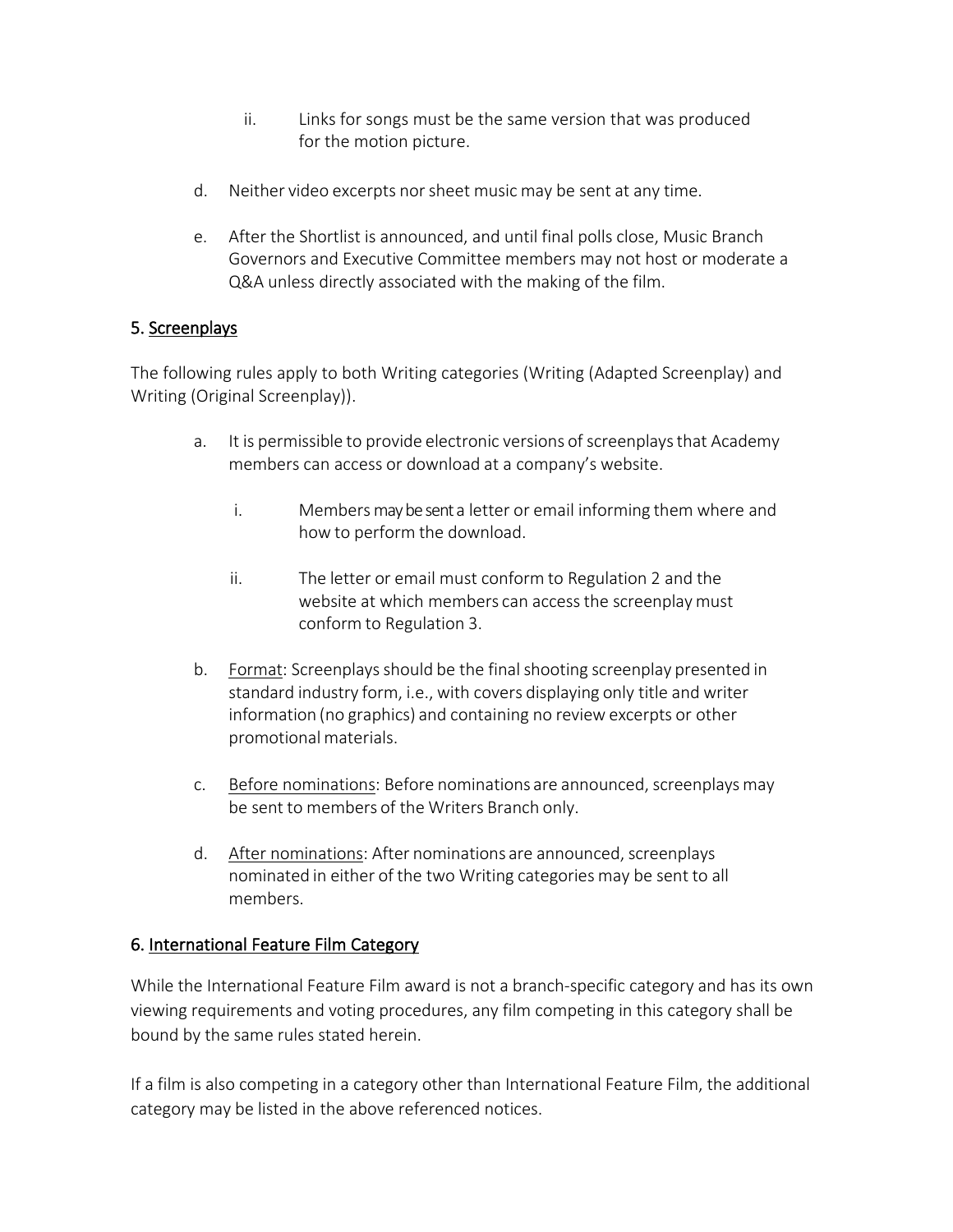ii. Links for songs must be the same version that was produced for the motion picture.

d. Neither video excerpts nor sheet music may be sent at any time.

e. After the Shortlist is announced, and until final polls close, Music Branch Governors and Executive Committee members may not host or moderate a Q&A unless directly associated with the making of the film.

## 5. Screenplays

The following rules apply to both Writing categories (Writing (Adapted Screenplay) and Writing (Original Screenplay)).

a. It is permissible to provide electronic versions of screenplays that Academy members can access or download at a company's website.

   i. Members may be sent a letter or email informing them where and how to perform the download.

   ii. The letter or email must conform to Regulation 2 and the website at which members can access the screenplay must conform to Regulation 3.

b. Format: Screenplays should be the final shooting screenplay presented in standard industry form, i.e., with covers displaying only title and writer information (no graphics) and containing no review excerpts or other promotional materials.

c. Before nominations: Before nominations are announced, screenplays may be sent to members of the Writers Branch only.

d. After nominations: After nominations are announced, screenplays nominated in either of the two Writing categories may be sent to all members.

## 6. International Feature Film Category

While the International Feature Film award is not a branch-specific category and has its own viewing requirements and voting procedures, any film competing in this category shall be bound by the same rules stated herein.

If a film is also competing in a category other than International Feature Film, the additional category may be listed in the above referenced notices.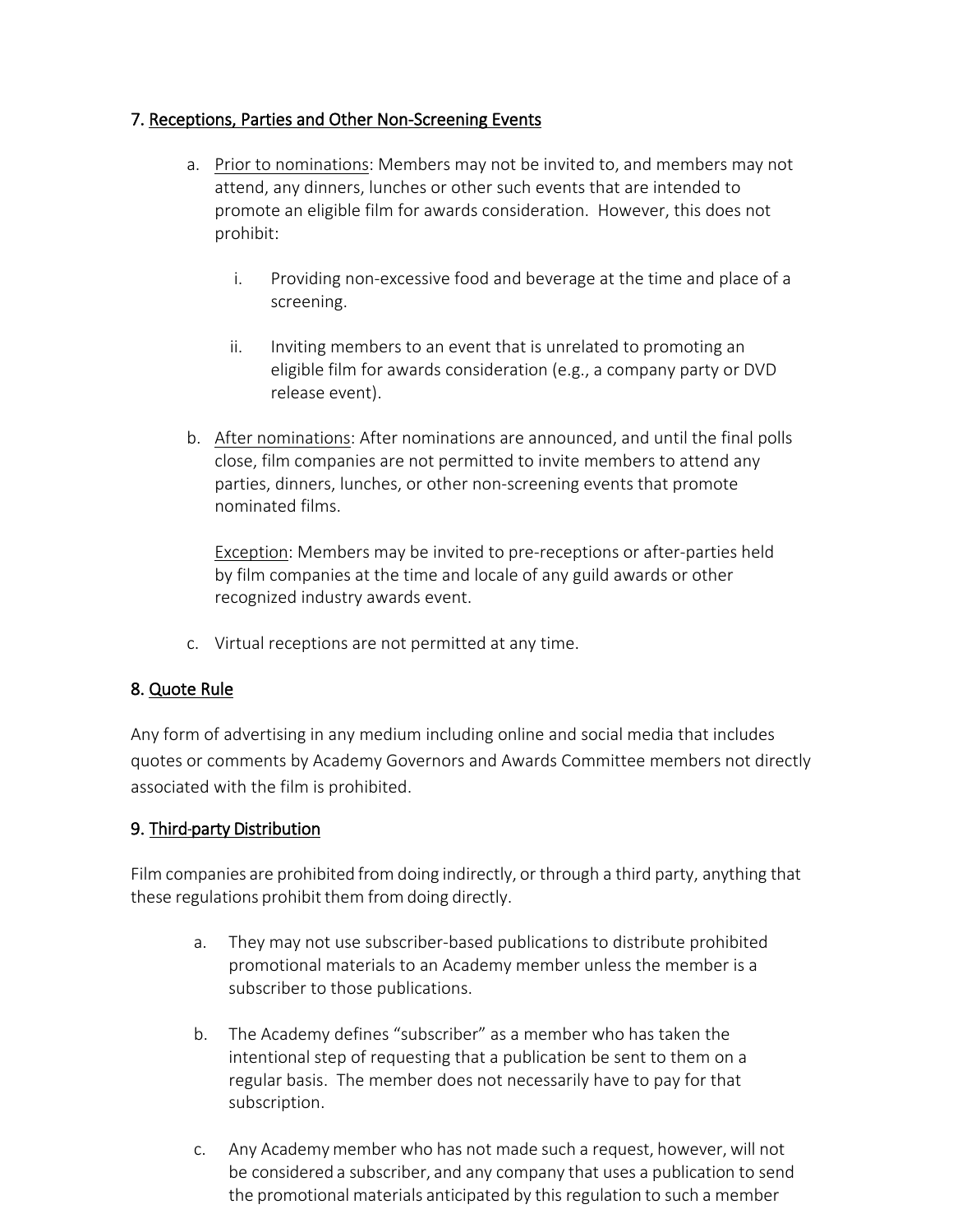## 7. Receptions, Parties and Other Non-Screening Events

a. Prior to nominations: Members may not be invited to, and members may not attend, any dinners, lunches or other such events that are intended to promote an eligible film for awards consideration. However, this does not prohibit:

   i. Providing non-excessive food and beverage at the time and place of a screening.

   ii. Inviting members to an event that is unrelated to promoting an eligible film for awards consideration (e.g., a company party or DVD release event).

b. After nominations: After nominations are announced, and until the final polls close, film companies are not permitted to invite members to attend any parties, dinners, lunches, or other non-screening events that promote nominated films.

   Exception: Members may be invited to pre-receptions or after-parties held by film companies at the time and locale of any guild awards or other recognized industry awards event.

c. Virtual receptions are not permitted at any time.

## 8. Quote Rule

Any form of advertising in any medium including online and social media that includes quotes or comments by Academy Governors and Awards Committee members not directly associated with the film is prohibited.

## 9. Third-party Distribution

Film companies are prohibited from doing indirectly, or through a third party, anything that these regulations prohibit them from doing directly.

a. They may not use subscriber-based publications to distribute prohibited promotional materials to an Academy member unless the member is a subscriber to those publications.

b. The Academy defines "subscriber" as a member who has taken the intentional step of requesting that a publication be sent to them on a regular basis. The member does not necessarily have to pay for that subscription.

c. Any Academy member who has not made such a request, however, will not be considered a subscriber, and any company that uses a publication to send the promotional materials anticipated by this regulation to such a member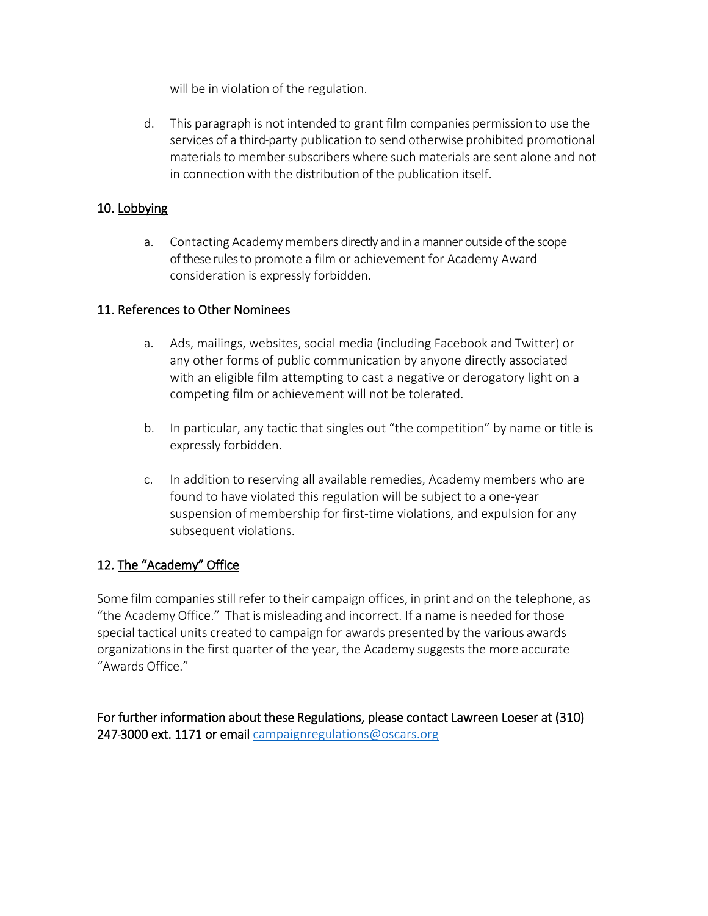will be in violation of the regulation.

d. This paragraph is not intended to grant film companies permission to use the services of a third-party publication to send otherwise prohibited promotional materials to member-subscribers where such materials are sent alone and not in connection with the distribution of the publication itself.

## 10. Lobbying

a. Contacting Academy members directly and in a manner outside of the scope of these rules to promote a film or achievement for Academy Award consideration is expressly forbidden.

## 11. References to Other Nominees

a. Ads, mailings, websites, social media (including Facebook and Twitter) or any other forms of public communication by anyone directly associated with an eligible film attempting to cast a negative or derogatory light on a competing film or achievement will not be tolerated.

b. In particular, any tactic that singles out "the competition" by name or title is expressly forbidden.

c. In addition to reserving all available remedies, Academy members who are found to have violated this regulation will be subject to a one-year suspension of membership for first-time violations, and expulsion for any subsequent violations.

## 12. The "Academy" Office

Some film companies still refer to their campaign offices, in print and on the telephone, as "the Academy Office." That is misleading and incorrect. If a name is needed for those special tactical units created to campaign for awards presented by the various awards organizations in the first quarter of the year, the Academy suggests the more accurate "Awards Office."

For further information about these Regulations, please contact Lawreen Loeser at (310) 247-3000 ext. 1171 or email campaignregulations@oscars.org